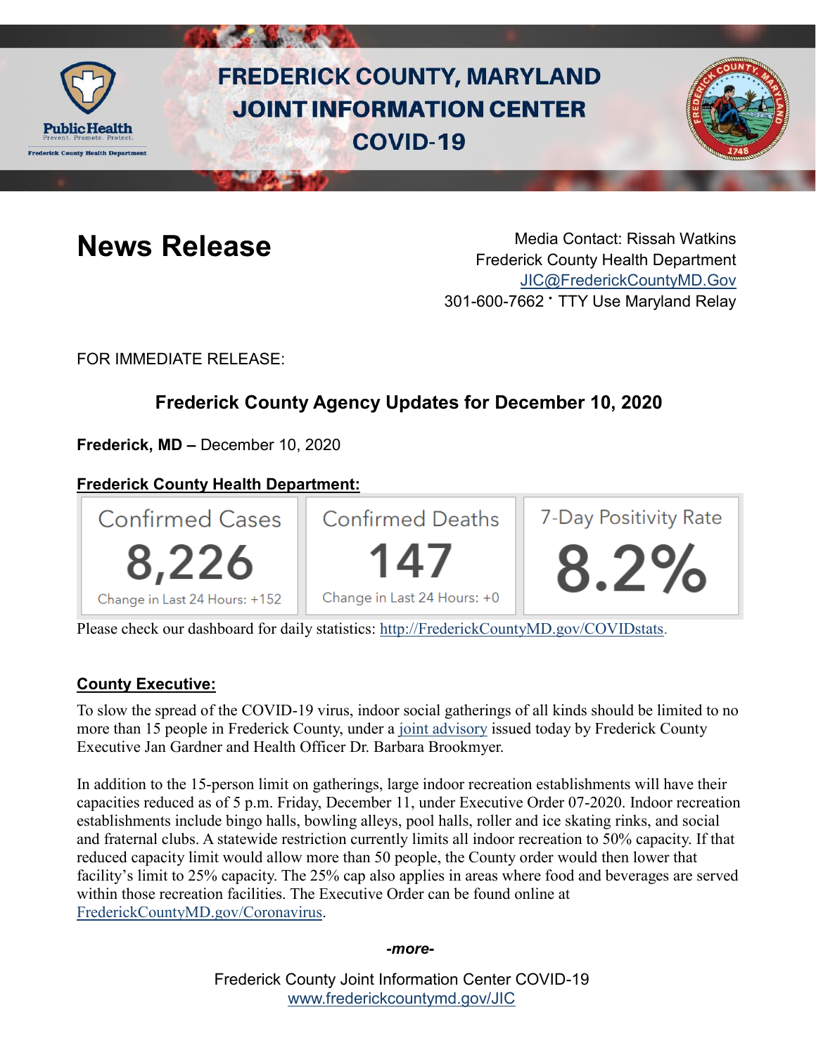# FREDERICK COUNTY, MARYLAND JOINT INFORMATION CENTER COVID-19

## News Release

Media Contact: Rissah Watkins
Frederick County Health Department
JIC@FrederickCountyMD.Gov
301-600-7662 · TTY Use Maryland Relay

FOR IMMEDIATE RELEASE:

### Frederick County Agency Updates for December 10, 2020

**Frederick, MD –** December 10, 2020

**Frederick County Health Department:**

| Confirmed Cases | Confirmed Deaths | 7-Day Positivity Rate |
|---|---|---|
| 8,226 | 147 | 8.2% |
| Change in Last 24 Hours: +152 | Change in Last 24 Hours: +0 | |

Please check our dashboard for daily statistics: http://FrederickCountyMD.gov/COVIDstats.

**County Executive:**

To slow the spread of the COVID-19 virus, indoor social gatherings of all kinds should be limited to no more than 15 people in Frederick County, under a joint advisory issued today by Frederick County Executive Jan Gardner and Health Officer Dr. Barbara Brookmyer.

In addition to the 15-person limit on gatherings, large indoor recreation establishments will have their capacities reduced as of 5 p.m. Friday, December 11, under Executive Order 07-2020. Indoor recreation establishments include bingo halls, bowling alleys, pool halls, roller and ice skating rinks, and social and fraternal clubs. A statewide restriction currently limits all indoor recreation to 50% capacity. If that reduced capacity limit would allow more than 50 people, the County order would then lower that facility's limit to 25% capacity. The 25% cap also applies in areas where food and beverages are served within those recreation facilities. The Executive Order can be found online at FrederickCountyMD.gov/Coronavirus.

*-more-*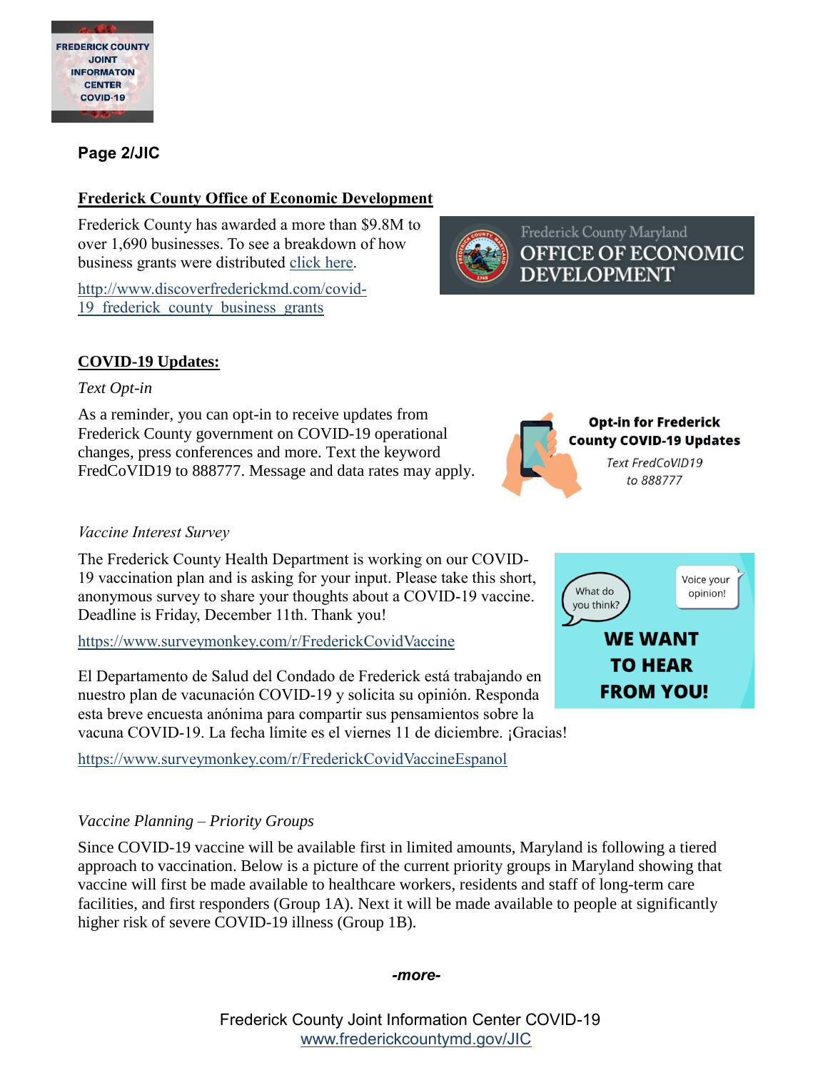**Page 2/JIC**

## Frederick County Office of Economic Development

Frederick County has awarded a more than $9.8M to over 1,690 businesses. To see a breakdown of how business grants were distributed click here.

http://www.discoverfrederickmd.com/covid-19_frederick_county_business_grants

## COVID-19 Updates:

*Text Opt-in*

As a reminder, you can opt-in to receive updates from Frederick County government on COVID-19 operational changes, press conferences and more. Text the keyword FredCoVID19 to 888777. Message and data rates may apply.

*Vaccine Interest Survey*

The Frederick County Health Department is working on our COVID-19 vaccination plan and is asking for your input. Please take this short, anonymous survey to share your thoughts about a COVID-19 vaccine. Deadline is Friday, December 11th. Thank you!

https://www.surveymonkey.com/r/FrederickCovidVaccine

El Departamento de Salud del Condado de Frederick está trabajando en nuestro plan de vacunación COVID-19 y solicita su opinión. Responda esta breve encuesta anónima para compartir sus pensamientos sobre la vacuna COVID-19. La fecha límite es el viernes 11 de diciembre. ¡Gracias!

https://www.surveymonkey.com/r/FrederickCovidVaccineEspanol

*Vaccine Planning – Priority Groups*

Since COVID-19 vaccine will be available first in limited amounts, Maryland is following a tiered approach to vaccination. Below is a picture of the current priority groups in Maryland showing that vaccine will first be made available to healthcare workers, residents and staff of long-term care facilities, and first responders (Group 1A). Next it will be made available to people at significantly higher risk of severe COVID-19 illness (Group 1B).

*-more-*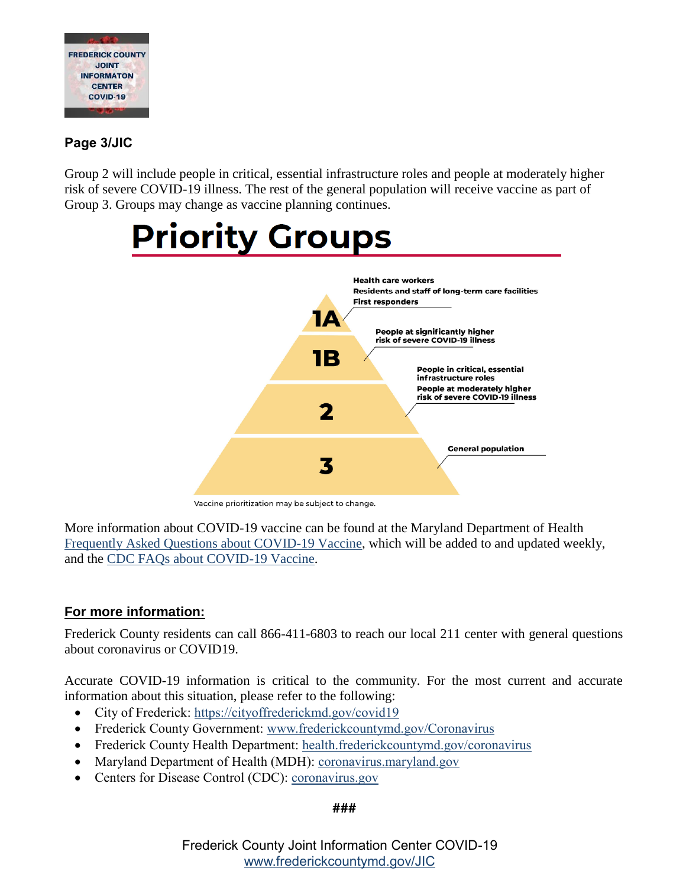**Page 3/JIC**

Group 2 will include people in critical, essential infrastructure roles and people at moderately higher risk of severe COVID-19 illness. The rest of the general population will receive vaccine as part of Group 3. Groups may change as vaccine planning continues.

# Priority Groups

1A
Health care workers
Residents and staff of long-term care facilities
First responders

1B
People at significantly higher risk of severe COVID-19 illness

2
People in critical, essential infrastructure roles
People at moderately higher risk of severe COVID-19 illness

3
General population

Vaccine prioritization may be subject to change.

More information about COVID-19 vaccine can be found at the Maryland Department of Health Frequently Asked Questions about COVID-19 Vaccine, which will be added to and updated weekly, and the CDC FAQs about COVID-19 Vaccine.

## For more information:

Frederick County residents can call 866-411-6803 to reach our local 211 center with general questions about coronavirus or COVID19.

Accurate COVID-19 information is critical to the community. For the most current and accurate information about this situation, please refer to the following:

- City of Frederick: https://cityoffrederickmd.gov/covid19
- Frederick County Government: www.frederickcountymd.gov/Coronavirus
- Frederick County Health Department: health.frederickcountymd.gov/coronavirus
- Maryland Department of Health (MDH): coronavirus.maryland.gov
- Centers for Disease Control (CDC): coronavirus.gov

###